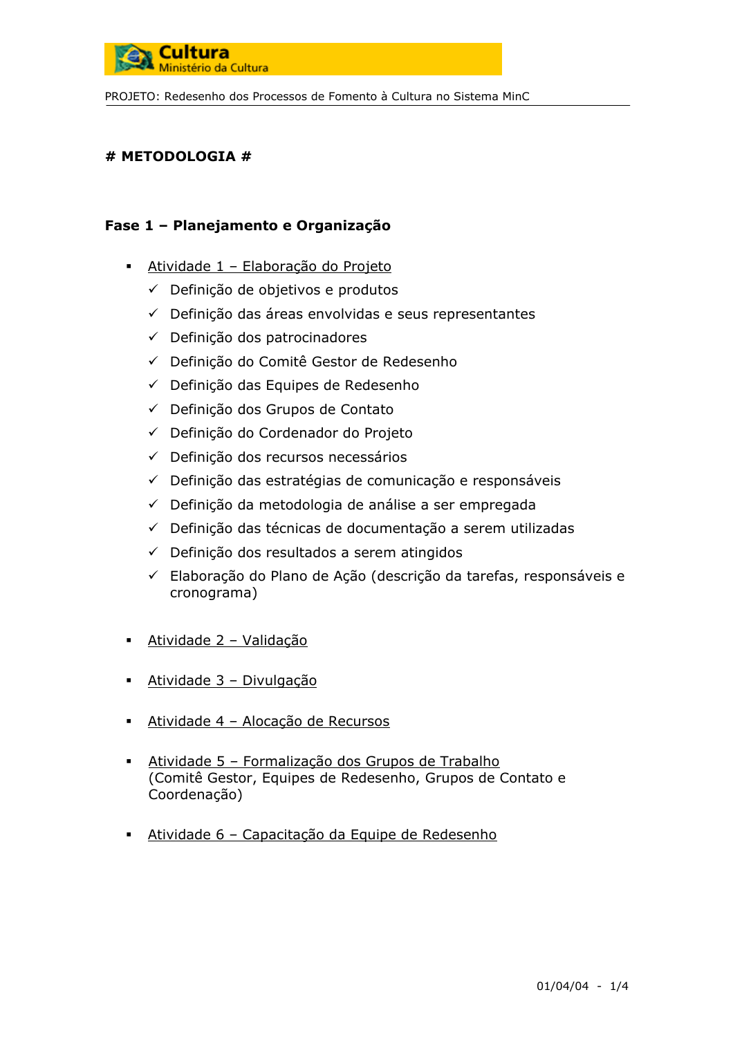Cultura
Ministério da Cultura

PROJETO: Redesenho dos Processos de Fomento à Cultura no Sistema MinC

**# METODOLOGIA #**

**Fase 1 – Planejamento e Organização**

- Atividade 1 – Elaboração do Projeto
  - ✓ Definição de objetivos e produtos
  - ✓ Definição das áreas envolvidas e seus representantes
  - ✓ Definição dos patrocinadores
  - ✓ Definição do Comitê Gestor de Redesenho
  - ✓ Definição das Equipes de Redesenho
  - ✓ Definição dos Grupos de Contato
  - ✓ Definição do Cordenador do Projeto
  - ✓ Definição dos recursos necessários
  - ✓ Definição das estratégias de comunicação e responsáveis
  - ✓ Definição da metodologia de análise a ser empregada
  - ✓ Definição das técnicas de documentação a serem utilizadas
  - ✓ Definição dos resultados a serem atingidos
  - ✓ Elaboração do Plano de Ação (descrição da tarefas, responsáveis e cronograma)

- Atividade 2 – Validação

- Atividade 3 – Divulgação

- Atividade 4 – Alocação de Recursos

- Atividade 5 – Formalização dos Grupos de Trabalho
  (Comitê Gestor, Equipes de Redesenho, Grupos de Contato e Coordenação)

- Atividade 6 – Capacitação da Equipe de Redesenho

01/04/04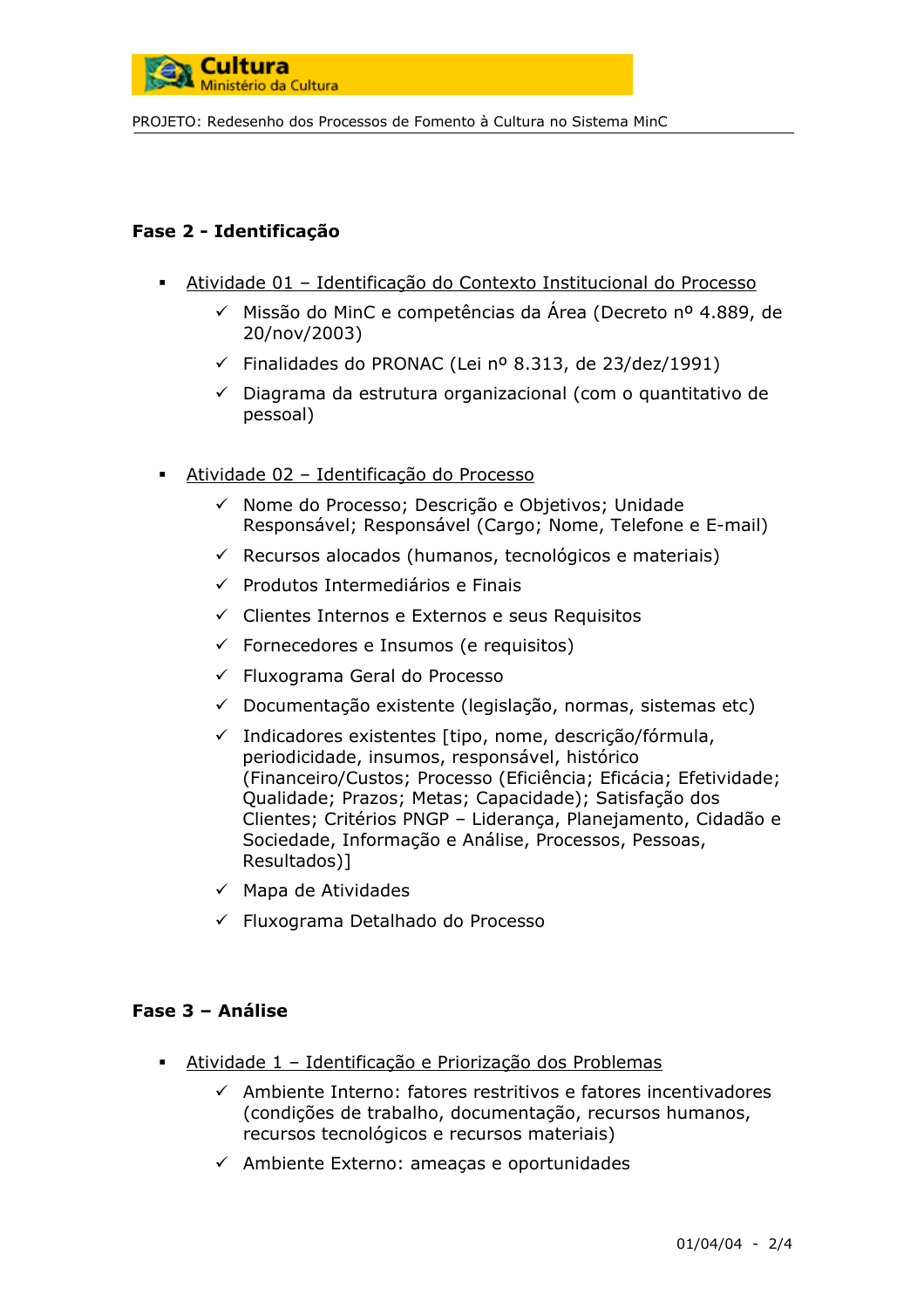**Fase 2 - Identificação**

- <u>Atividade 01 – Identificação do Contexto Institucional do Processo</u>
  - ✓ Missão do MinC e competências da Área (Decreto nº 4.889, de 20/nov/2003)
  - ✓ Finalidades do PRONAC (Lei nº 8.313, de 23/dez/1991)
  - ✓ Diagrama da estrutura organizacional (com o quantitativo de pessoal)

- <u>Atividade 02 – Identificação do Processo</u>
  - ✓ Nome do Processo; Descrição e Objetivos; Unidade Responsável; Responsável (Cargo; Nome, Telefone e E-mail)
  - ✓ Recursos alocados (humanos, tecnológicos e materiais)
  - ✓ Produtos Intermediários e Finais
  - ✓ Clientes Internos e Externos e seus Requisitos
  - ✓ Fornecedores e Insumos (e requisitos)
  - ✓ Fluxograma Geral do Processo
  - ✓ Documentação existente (legislação, normas, sistemas etc)
  - ✓ Indicadores existentes [tipo, nome, descrição/fórmula, periodicidade, insumos, responsável, histórico (Financeiro/Custos; Processo (Eficiência; Eficácia; Efetividade; Qualidade; Prazos; Metas; Capacidade); Satisfação dos Clientes; Critérios PNGP – Liderança, Planejamento, Cidadão e Sociedade, Informação e Análise, Processos, Pessoas, Resultados)]
  - ✓ Mapa de Atividades
  - ✓ Fluxograma Detalhado do Processo

**Fase 3 – Análise**

- <u>Atividade 1 – Identificação e Priorização dos Problemas</u>
  - ✓ Ambiente Interno: fatores restritivos e fatores incentivadores (condições de trabalho, documentação, recursos humanos, recursos tecnológicos e recursos materiais)
  - ✓ Ambiente Externo: ameaças e oportunidades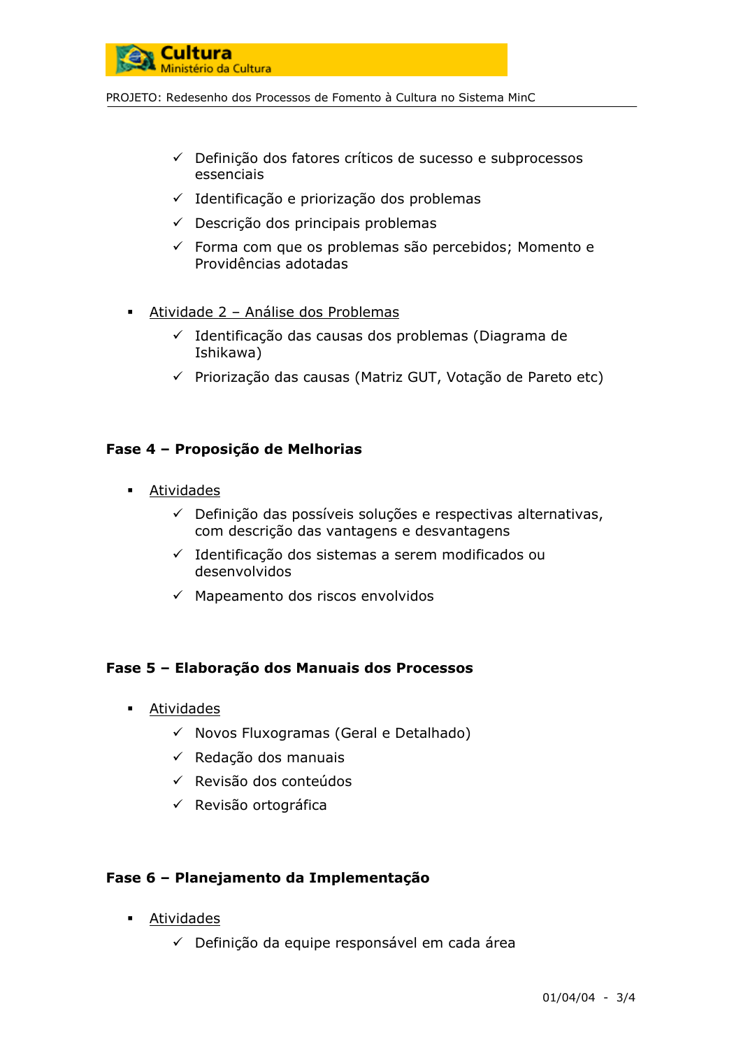- ✓ Definição dos fatores críticos de sucesso e subprocessos essenciais
- ✓ Identificação e priorização dos problemas
- ✓ Descrição dos principais problemas
- ✓ Forma com que os problemas são percebidos; Momento e Providências adotadas

- <u>Atividade 2 – Análise dos Problemas</u>
  - ✓ Identificação das causas dos problemas (Diagrama de Ishikawa)
  - ✓ Priorização das causas (Matriz GUT, Votação de Pareto etc)

**Fase 4 – Proposição de Melhorias**

- <u>Atividades</u>
  - ✓ Definição das possíveis soluções e respectivas alternativas, com descrição das vantagens e desvantagens
  - ✓ Identificação dos sistemas a serem modificados ou desenvolvidos
  - ✓ Mapeamento dos riscos envolvidos

**Fase 5 – Elaboração dos Manuais dos Processos**

- <u>Atividades</u>
  - ✓ Novos Fluxogramas (Geral e Detalhado)
  - ✓ Redação dos manuais
  - ✓ Revisão dos conteúdos
  - ✓ Revisão ortográfica

**Fase 6 – Planejamento da Implementação**

- <u>Atividades</u>
  - ✓ Definição da equipe responsável em cada área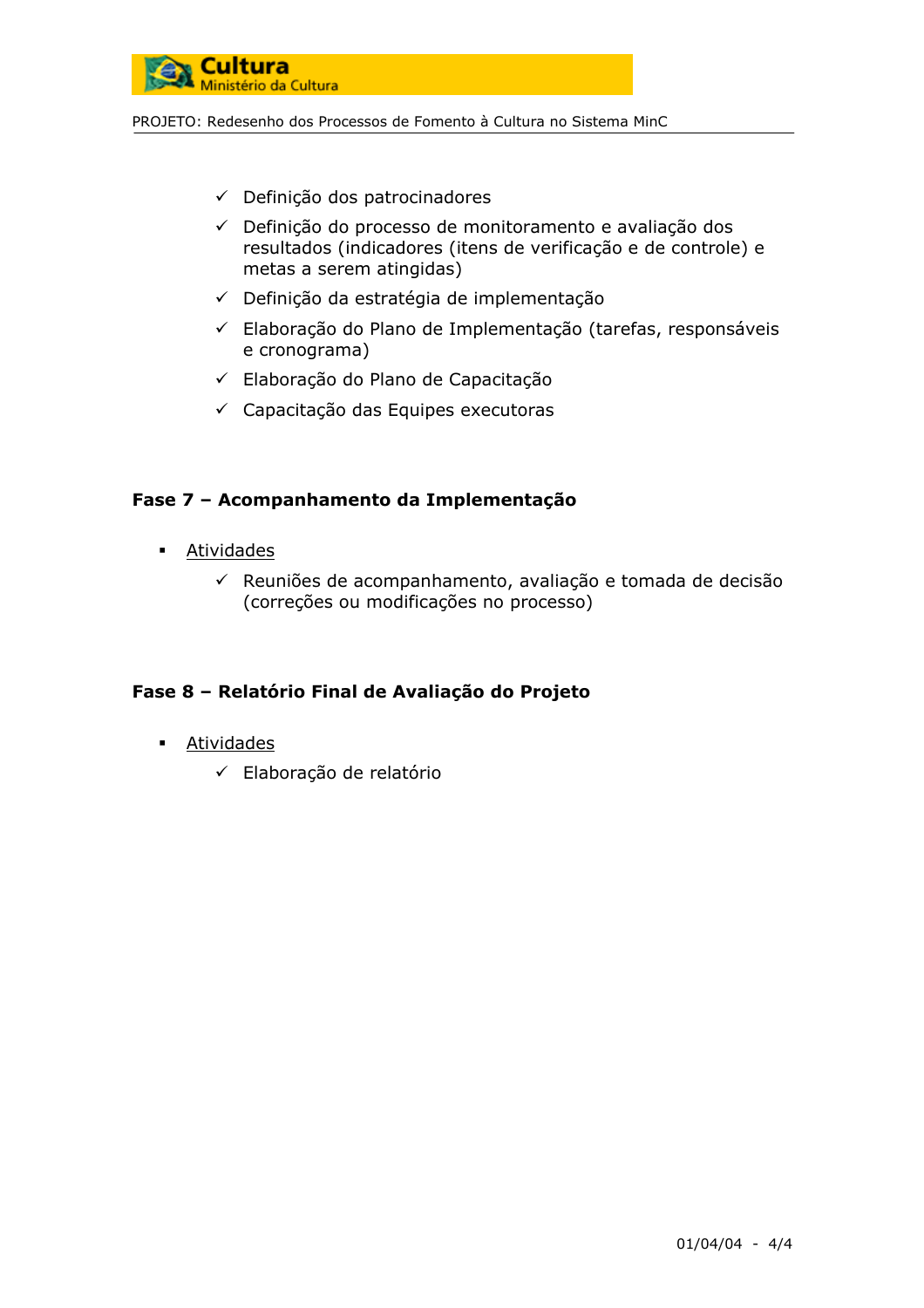- ✓ Definição dos patrocinadores
- ✓ Definição do processo de monitoramento e avaliação dos resultados (indicadores (itens de verificação e de controle) e metas a serem atingidas)
- ✓ Definição da estratégia de implementação
- ✓ Elaboração do Plano de Implementação (tarefas, responsáveis e cronograma)
- ✓ Elaboração do Plano de Capacitação
- ✓ Capacitação das Equipes executoras

### Fase 7 – Acompanhamento da Implementação

- Atividades
  - ✓ Reuniões de acompanhamento, avaliação e tomada de decisão (correções ou modificações no processo)

### Fase 8 – Relatório Final de Avaliação do Projeto

- Atividades
  - ✓ Elaboração de relatório